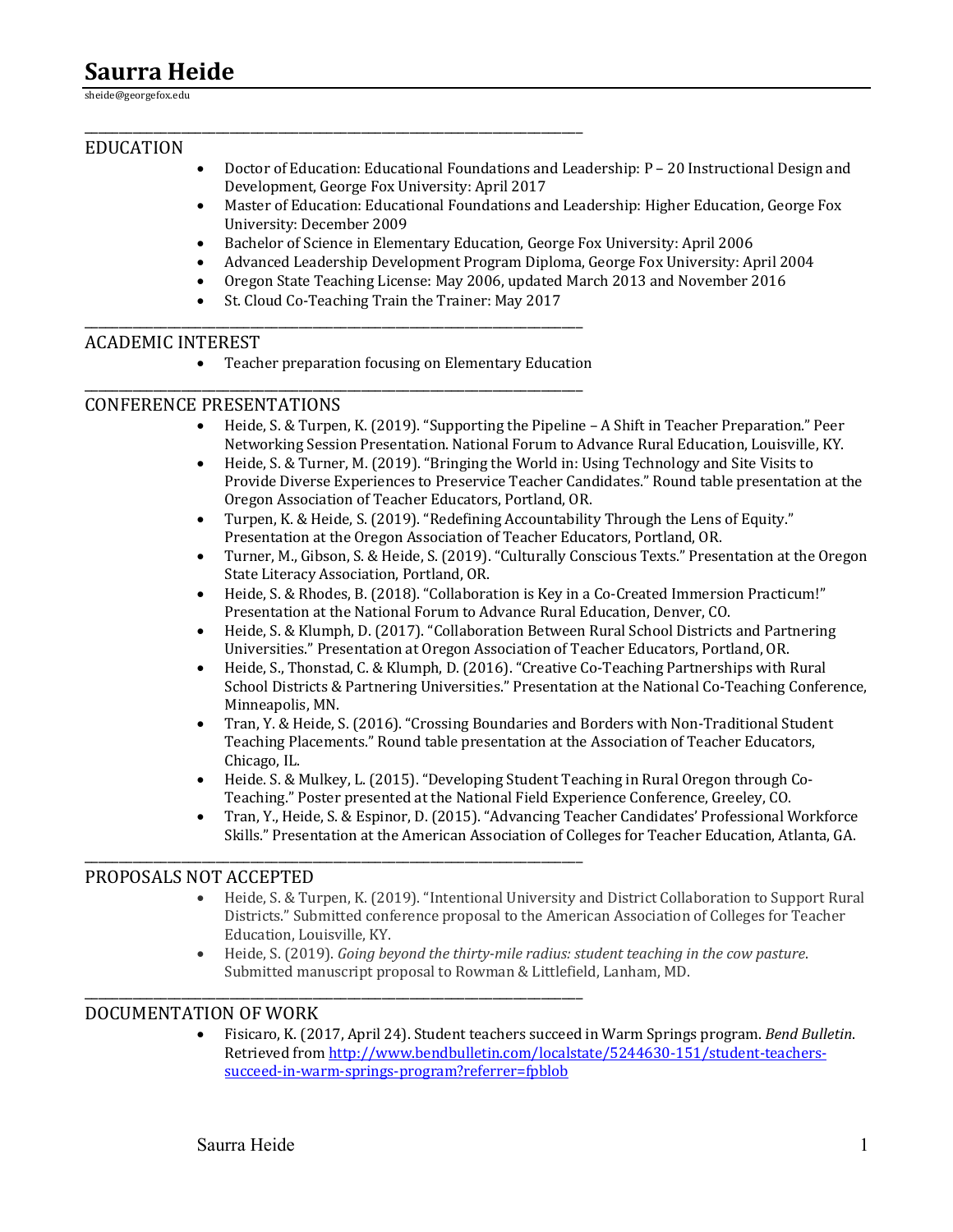# Saurra Heide

sheide@georgefox.edu

## EDUCATION

- Doctor of Education: Educational Foundations and Leadership: P – 20 Instructional Design and Development, George Fox University: April 2017
- Master of Education: Educational Foundations and Leadership: Higher Education, George Fox University: December 2009
- Bachelor of Science in Elementary Education, George Fox University: April 2006
- Advanced Leadership Development Program Diploma, George Fox University: April 2004
- Oregon State Teaching License: May 2006, updated March 2013 and November 2016
- St. Cloud Co-Teaching Train the Trainer: May 2017

## ACADEMIC INTEREST

- Teacher preparation focusing on Elementary Education

## CONFERENCE PRESENTATIONS

- Heide, S. & Turpen, K. (2019). "Supporting the Pipeline – A Shift in Teacher Preparation." Peer Networking Session Presentation. National Forum to Advance Rural Education, Louisville, KY.
- Heide, S. & Turner, M. (2019). "Bringing the World in: Using Technology and Site Visits to Provide Diverse Experiences to Preservice Teacher Candidates." Round table presentation at the Oregon Association of Teacher Educators, Portland, OR.
- Turpen, K. & Heide, S. (2019). "Redefining Accountability Through the Lens of Equity." Presentation at the Oregon Association of Teacher Educators, Portland, OR.
- Turner, M., Gibson, S. & Heide, S. (2019). "Culturally Conscious Texts." Presentation at the Oregon State Literacy Association, Portland, OR.
- Heide, S. & Rhodes, B. (2018). "Collaboration is Key in a Co-Created Immersion Practicum!" Presentation at the National Forum to Advance Rural Education, Denver, CO.
- Heide, S. & Klumph, D. (2017). "Collaboration Between Rural School Districts and Partnering Universities." Presentation at Oregon Association of Teacher Educators, Portland, OR.
- Heide, S., Thonstad, C. & Klumph, D. (2016). "Creative Co-Teaching Partnerships with Rural School Districts & Partnering Universities." Presentation at the National Co-Teaching Conference, Minneapolis, MN.
- Tran, Y. & Heide, S. (2016). "Crossing Boundaries and Borders with Non-Traditional Student Teaching Placements." Round table presentation at the Association of Teacher Educators, Chicago, IL.
- Heide. S. & Mulkey, L. (2015). "Developing Student Teaching in Rural Oregon through Co-Teaching." Poster presented at the National Field Experience Conference, Greeley, CO.
- Tran, Y., Heide, S. & Espinor, D. (2015). "Advancing Teacher Candidates' Professional Workforce Skills." Presentation at the American Association of Colleges for Teacher Education, Atlanta, GA.

## PROPOSALS NOT ACCEPTED

- Heide, S. & Turpen, K. (2019). "Intentional University and District Collaboration to Support Rural Districts." Submitted conference proposal to the American Association of Colleges for Teacher Education, Louisville, KY.
- Heide, S. (2019). *Going beyond the thirty-mile radius: student teaching in the cow pasture*. Submitted manuscript proposal to Rowman & Littlefield, Lanham, MD.

## DOCUMENTATION OF WORK

- Fisicaro, K. (2017, April 24). Student teachers succeed in Warm Springs program. *Bend Bulletin*. Retrieved from http://www.bendbulletin.com/localstate/5244630-151/student-teachers-succeed-in-warm-springs-program?referrer=fpblob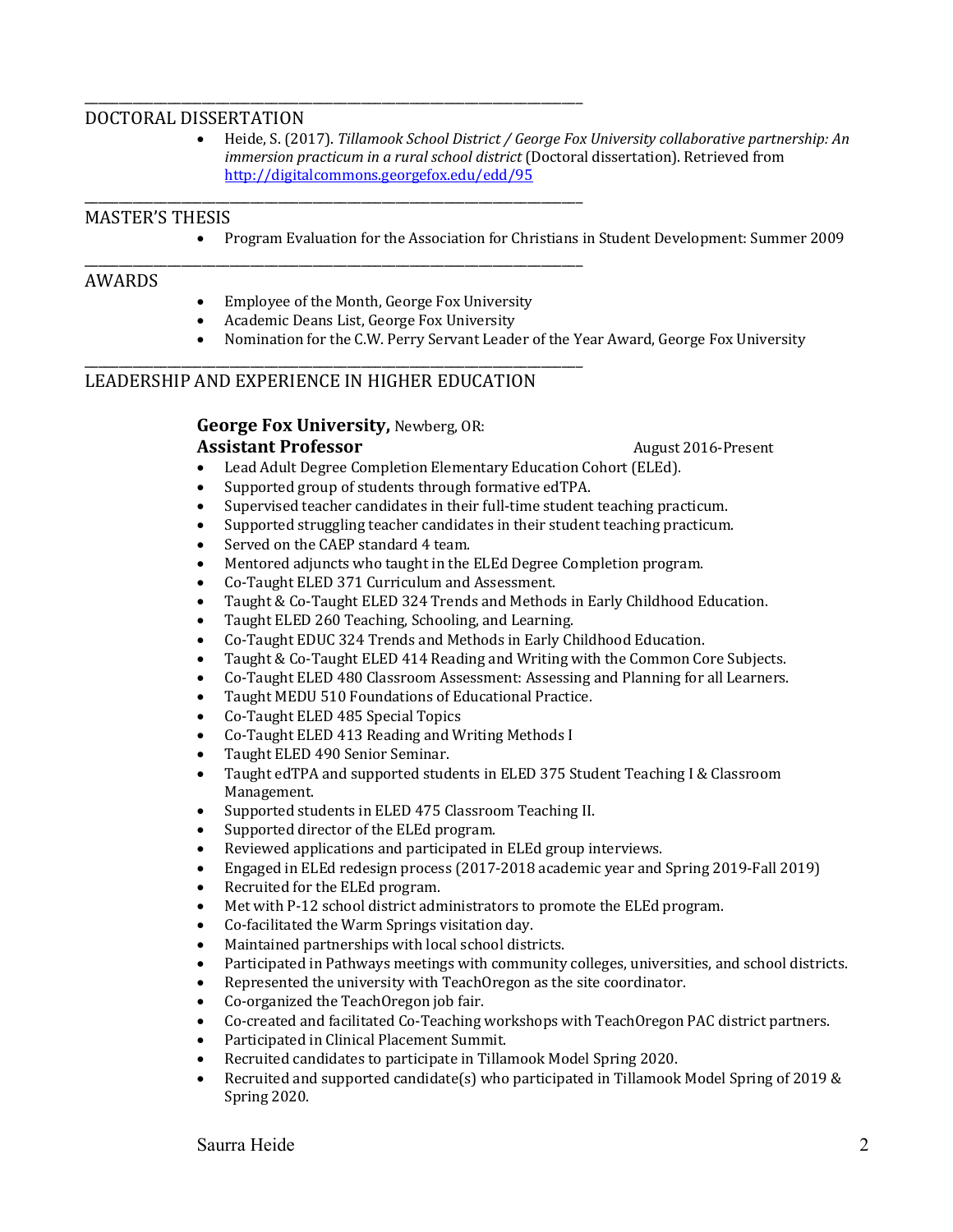## DOCTORAL DISSERTATION

- Heide, S. (2017). *Tillamook School District / George Fox University collaborative partnership: An immersion practicum in a rural school district* (Doctoral dissertation). Retrieved from [http://digitalcommons.georgefox.edu/edd/95](http://digitalcommons.georgefox.edu/edd/95)

## MASTER'S THESIS

- Program Evaluation for the Association for Christians in Student Development: Summer 2009

## AWARDS

- Employee of the Month, George Fox University
- Academic Deans List, George Fox University
- Nomination for the C.W. Perry Servant Leader of the Year Award, George Fox University

## LEADERSHIP AND EXPERIENCE IN HIGHER EDUCATION

**George Fox University,** Newberg, OR:
**Assistant Professor** August 2016-Present

- Lead Adult Degree Completion Elementary Education Cohort (ELEd).
- Supported group of students through formative edTPA.
- Supervised teacher candidates in their full-time student teaching practicum.
- Supported struggling teacher candidates in their student teaching practicum.
- Served on the CAEP standard 4 team.
- Mentored adjuncts who taught in the ELEd Degree Completion program.
- Co-Taught ELED 371 Curriculum and Assessment.
- Taught & Co-Taught ELED 324 Trends and Methods in Early Childhood Education.
- Taught ELED 260 Teaching, Schooling, and Learning.
- Co-Taught EDUC 324 Trends and Methods in Early Childhood Education.
- Taught & Co-Taught ELED 414 Reading and Writing with the Common Core Subjects.
- Co-Taught ELED 480 Classroom Assessment: Assessing and Planning for all Learners.
- Taught MEDU 510 Foundations of Educational Practice.
- Co-Taught ELED 485 Special Topics
- Co-Taught ELED 413 Reading and Writing Methods I
- Taught ELED 490 Senior Seminar.
- Taught edTPA and supported students in ELED 375 Student Teaching I & Classroom Management.
- Supported students in ELED 475 Classroom Teaching II.
- Supported director of the ELEd program.
- Reviewed applications and participated in ELEd group interviews.
- Engaged in ELEd redesign process (2017-2018 academic year and Spring 2019-Fall 2019)
- Recruited for the ELEd program.
- Met with P-12 school district administrators to promote the ELEd program.
- Co-facilitated the Warm Springs visitation day.
- Maintained partnerships with local school districts.
- Participated in Pathways meetings with community colleges, universities, and school districts.
- Represented the university with TeachOregon as the site coordinator.
- Co-organized the TeachOregon job fair.
- Co-created and facilitated Co-Teaching workshops with TeachOregon PAC district partners.
- Participated in Clinical Placement Summit.
- Recruited candidates to participate in Tillamook Model Spring 2020.
- Recruited and supported candidate(s) who participated in Tillamook Model Spring of 2019 & Spring 2020.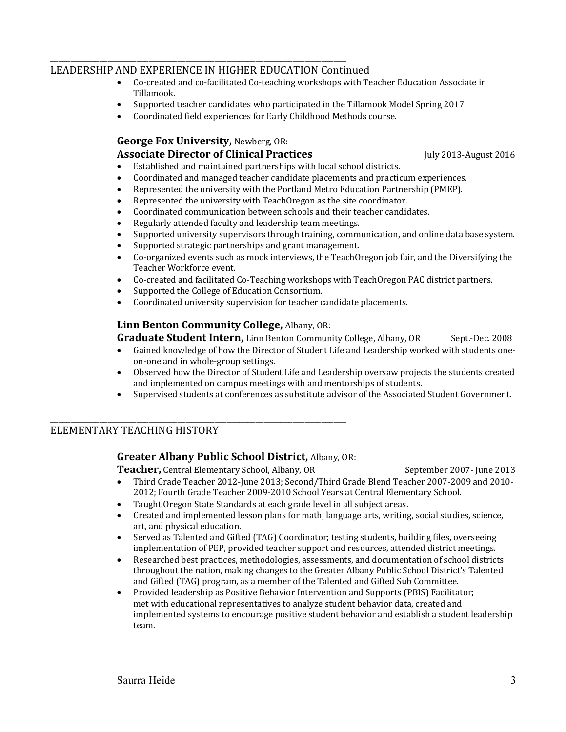## LEADERSHIP AND EXPERIENCE IN HIGHER EDUCATION Continued

- Co-created and co-facilitated Co-teaching workshops with Teacher Education Associate in Tillamook.
- Supported teacher candidates who participated in the Tillamook Model Spring 2017.
- Coordinated field experiences for Early Childhood Methods course.

**George Fox University,** Newberg, OR:
**Associate Director of Clinical Practices** July 2013-August 2016

- Established and maintained partnerships with local school districts.
- Coordinated and managed teacher candidate placements and practicum experiences.
- Represented the university with the Portland Metro Education Partnership (PMEP).
- Represented the university with TeachOregon as the site coordinator.
- Coordinated communication between schools and their teacher candidates.
- Regularly attended faculty and leadership team meetings.
- Supported university supervisors through training, communication, and online data base system.
- Supported strategic partnerships and grant management.
- Co-organized events such as mock interviews, the TeachOregon job fair, and the Diversifying the Teacher Workforce event.
- Co-created and facilitated Co-Teaching workshops with TeachOregon PAC district partners.
- Supported the College of Education Consortium.
- Coordinated university supervision for teacher candidate placements.

**Linn Benton Community College,** Albany, OR:
**Graduate Student Intern,** Linn Benton Community College, Albany, OR Sept.-Dec. 2008

- Gained knowledge of how the Director of Student Life and Leadership worked with students one-on-one and in whole-group settings.
- Observed how the Director of Student Life and Leadership oversaw projects the students created and implemented on campus meetings with and mentorships of students.
- Supervised students at conferences as substitute advisor of the Associated Student Government.

## ELEMENTARY TEACHING HISTORY

**Greater Albany Public School District,** Albany, OR:
**Teacher,** Central Elementary School, Albany, OR September 2007- June 2013

- Third Grade Teacher 2012-June 2013; Second/Third Grade Blend Teacher 2007-2009 and 2010-2012; Fourth Grade Teacher 2009-2010 School Years at Central Elementary School.
- Taught Oregon State Standards at each grade level in all subject areas.
- Created and implemented lesson plans for math, language arts, writing, social studies, science, art, and physical education.
- Served as Talented and Gifted (TAG) Coordinator; testing students, building files, overseeing implementation of PEP, provided teacher support and resources, attended district meetings.
- Researched best practices, methodologies, assessments, and documentation of school districts throughout the nation, making changes to the Greater Albany Public School District's Talented and Gifted (TAG) program, as a member of the Talented and Gifted Sub Committee.
- Provided leadership as Positive Behavior Intervention and Supports (PBIS) Facilitator; met with educational representatives to analyze student behavior data, created and implemented systems to encourage positive student behavior and establish a student leadership team.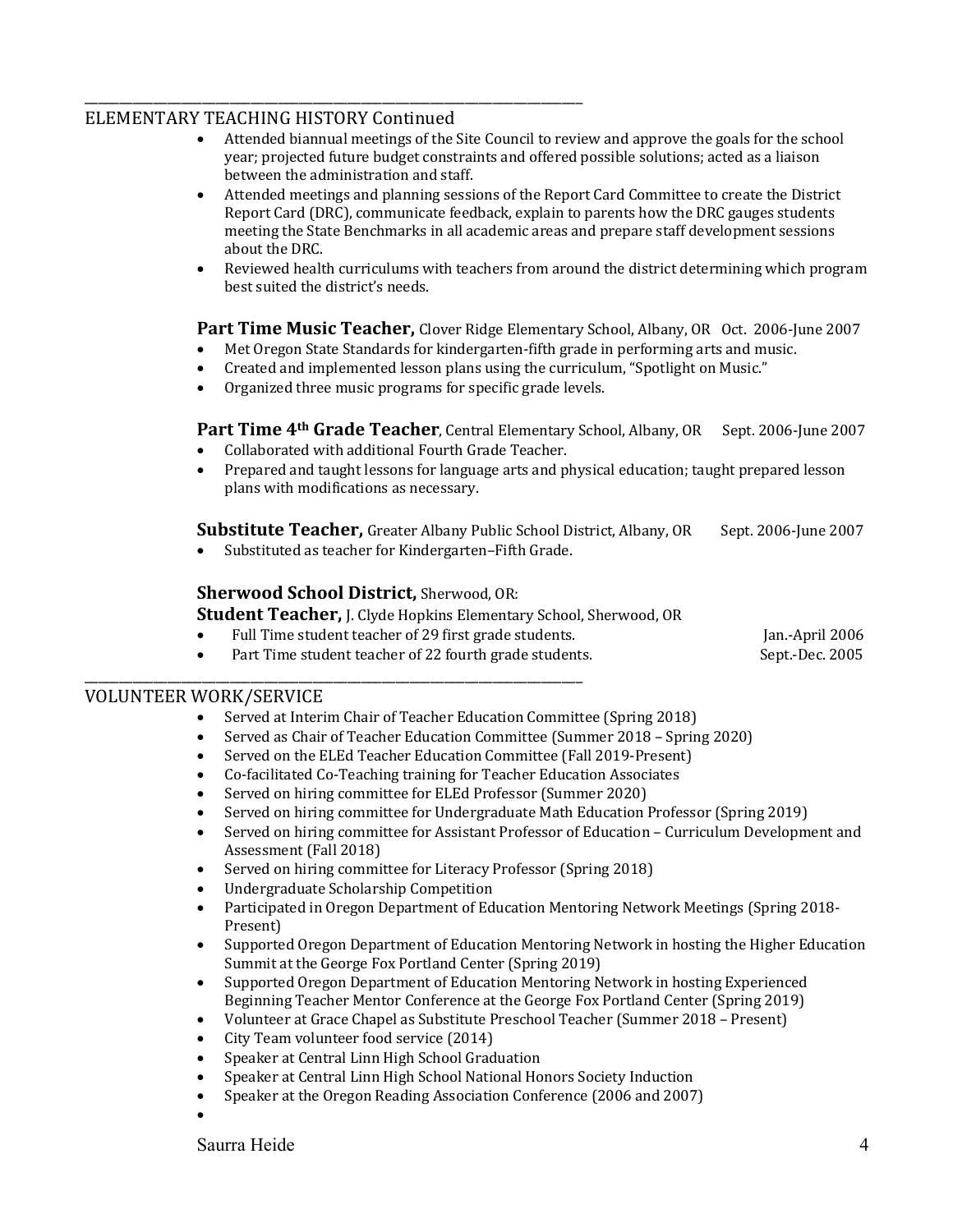## ELEMENTARY TEACHING HISTORY Continued

- Attended biannual meetings of the Site Council to review and approve the goals for the school year; projected future budget constraints and offered possible solutions; acted as a liaison between the administration and staff.
- Attended meetings and planning sessions of the Report Card Committee to create the District Report Card (DRC), communicate feedback, explain to parents how the DRC gauges students meeting the State Benchmarks in all academic areas and prepare staff development sessions about the DRC.
- Reviewed health curriculums with teachers from around the district determining which program best suited the district's needs.

**Part Time Music Teacher,** Clover Ridge Elementary School, Albany, OR Oct. 2006-June 2007

- Met Oregon State Standards for kindergarten-fifth grade in performing arts and music.
- Created and implemented lesson plans using the curriculum, "Spotlight on Music."
- Organized three music programs for specific grade levels.

**Part Time 4th Grade Teacher**, Central Elementary School, Albany, OR Sept. 2006-June 2007

- Collaborated with additional Fourth Grade Teacher.
- Prepared and taught lessons for language arts and physical education; taught prepared lesson plans with modifications as necessary.

**Substitute Teacher,** Greater Albany Public School District, Albany, OR Sept. 2006-June 2007

- Substituted as teacher for Kindergarten–Fifth Grade.

**Sherwood School District,** Sherwood, OR:

**Student Teacher,** J. Clyde Hopkins Elementary School, Sherwood, OR

- Full Time student teacher of 29 first grade students. Jan.-April 2006
- Part Time student teacher of 22 fourth grade students. Sept.-Dec. 2005

## VOLUNTEER WORK/SERVICE

- Served at Interim Chair of Teacher Education Committee (Spring 2018)
- Served as Chair of Teacher Education Committee (Summer 2018 – Spring 2020)
- Served on the ELEd Teacher Education Committee (Fall 2019-Present)
- Co-facilitated Co-Teaching training for Teacher Education Associates
- Served on hiring committee for ELEd Professor (Summer 2020)
- Served on hiring committee for Undergraduate Math Education Professor (Spring 2019)
- Served on hiring committee for Assistant Professor of Education – Curriculum Development and Assessment (Fall 2018)
- Served on hiring committee for Literacy Professor (Spring 2018)
- Undergraduate Scholarship Competition
- Participated in Oregon Department of Education Mentoring Network Meetings (Spring 2018-Present)
- Supported Oregon Department of Education Mentoring Network in hosting the Higher Education Summit at the George Fox Portland Center (Spring 2019)
- Supported Oregon Department of Education Mentoring Network in hosting Experienced Beginning Teacher Mentor Conference at the George Fox Portland Center (Spring 2019)
- Volunteer at Grace Chapel as Substitute Preschool Teacher (Summer 2018 – Present)
- City Team volunteer food service (2014)
- Speaker at Central Linn High School Graduation
- Speaker at Central Linn High School National Honors Society Induction
- Speaker at the Oregon Reading Association Conference (2006 and 2007)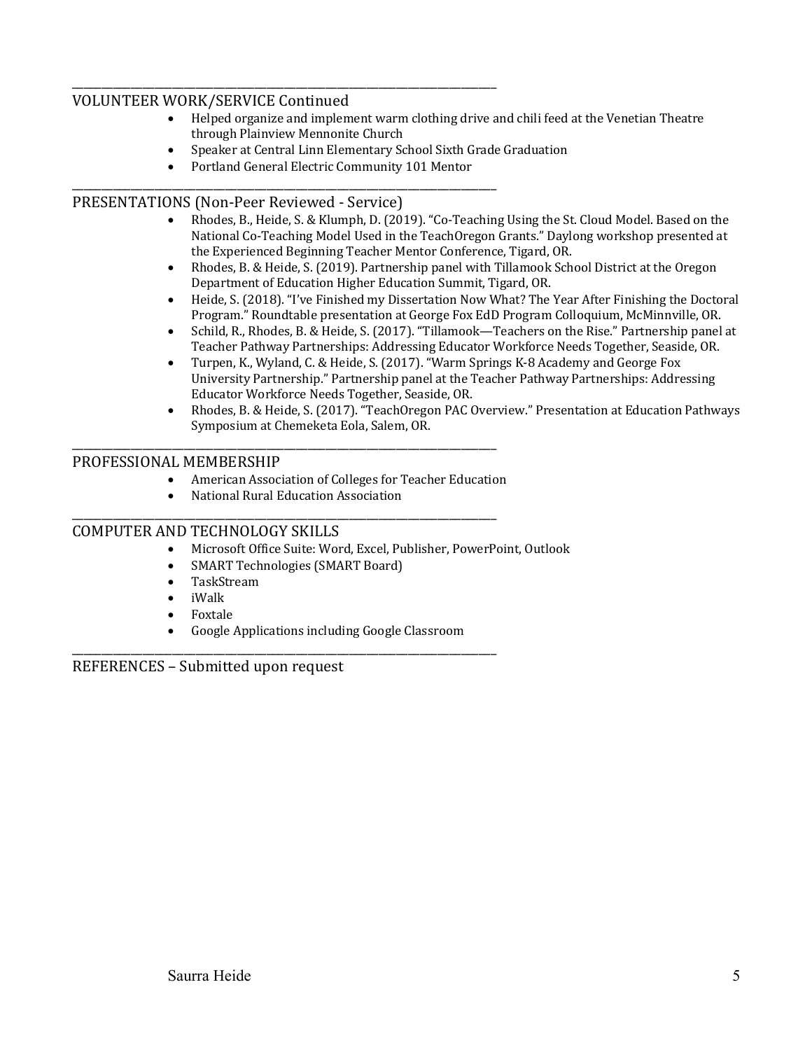## VOLUNTEER WORK/SERVICE Continued

- Helped organize and implement warm clothing drive and chili feed at the Venetian Theatre through Plainview Mennonite Church
- Speaker at Central Linn Elementary School Sixth Grade Graduation
- Portland General Electric Community 101 Mentor

## PRESENTATIONS (Non-Peer Reviewed - Service)

- Rhodes, B., Heide, S. & Klumph, D. (2019). "Co-Teaching Using the St. Cloud Model. Based on the National Co-Teaching Model Used in the TeachOregon Grants." Daylong workshop presented at the Experienced Beginning Teacher Mentor Conference, Tigard, OR.
- Rhodes, B. & Heide, S. (2019). Partnership panel with Tillamook School District at the Oregon Department of Education Higher Education Summit, Tigard, OR.
- Heide, S. (2018). "I've Finished my Dissertation Now What? The Year After Finishing the Doctoral Program." Roundtable presentation at George Fox EdD Program Colloquium, McMinnville, OR.
- Schild, R., Rhodes, B. & Heide, S. (2017). "Tillamook—Teachers on the Rise." Partnership panel at Teacher Pathway Partnerships: Addressing Educator Workforce Needs Together, Seaside, OR.
- Turpen, K., Wyland, C. & Heide, S. (2017). "Warm Springs K-8 Academy and George Fox University Partnership." Partnership panel at the Teacher Pathway Partnerships: Addressing Educator Workforce Needs Together, Seaside, OR.
- Rhodes, B. & Heide, S. (2017). "TeachOregon PAC Overview." Presentation at Education Pathways Symposium at Chemeketa Eola, Salem, OR.

## PROFESSIONAL MEMBERSHIP

- American Association of Colleges for Teacher Education
- National Rural Education Association

## COMPUTER AND TECHNOLOGY SKILLS

- Microsoft Office Suite: Word, Excel, Publisher, PowerPoint, Outlook
- SMART Technologies (SMART Board)
- TaskStream
- iWalk
- Foxtale
- Google Applications including Google Classroom

## REFERENCES – Submitted upon request